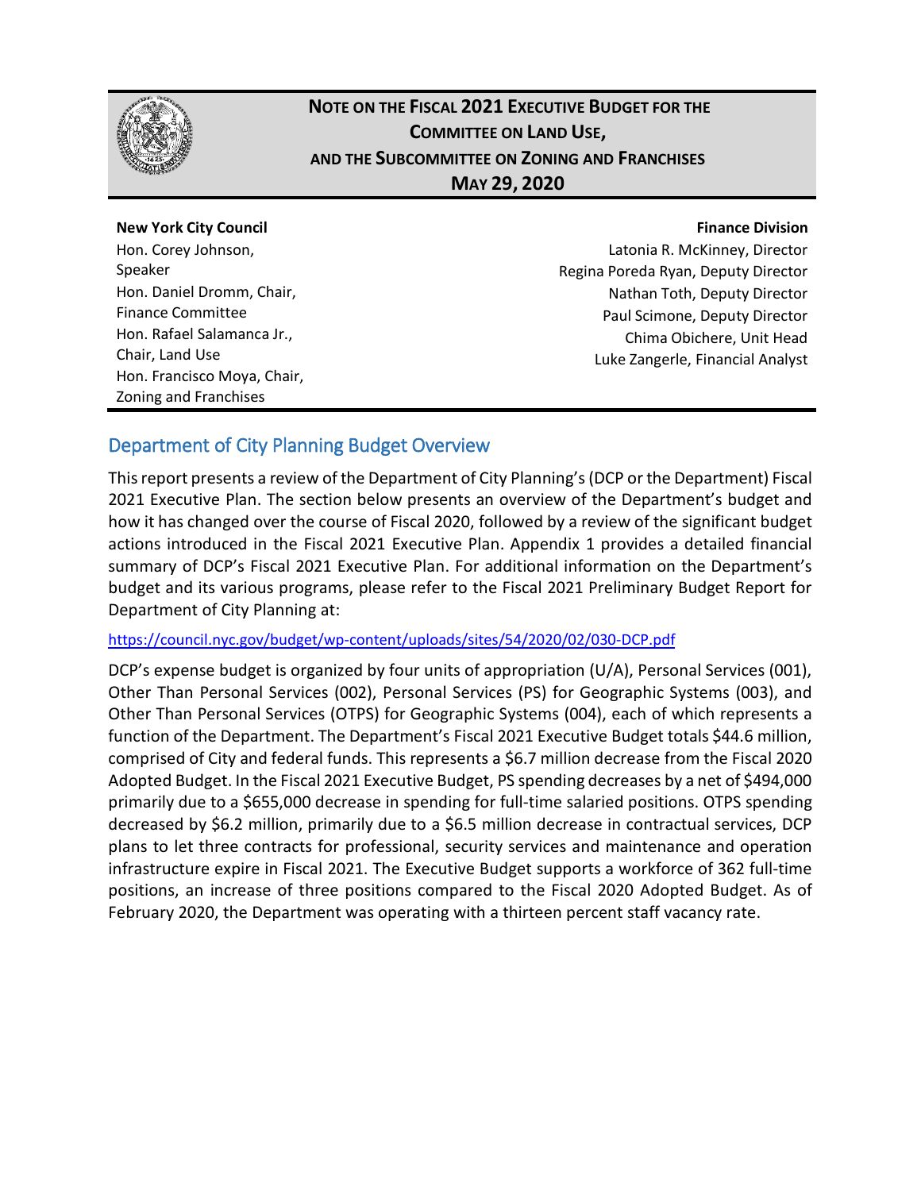# Note on the Fiscal 2021 Executive Budget for the Committee on Land Use, and the Subcommittee on Zoning and Franchises

**May 29, 2020**

**New York City Council**

Hon. Corey Johnson, Speaker

Hon. Daniel Dromm, Chair, Finance Committee

Hon. Rafael Salamanca Jr., Chair, Land Use

Hon. Francisco Moya, Chair, Zoning and Franchises

**Finance Division**

Latonia R. McKinney, Director

Regina Poreda Ryan, Deputy Director

Nathan Toth, Deputy Director

Paul Scimone, Deputy Director

Chima Obichere, Unit Head

Luke Zangerle, Financial Analyst

## Department of City Planning Budget Overview

This report presents a review of the Department of City Planning's (DCP or the Department) Fiscal 2021 Executive Plan. The section below presents an overview of the Department's budget and how it has changed over the course of Fiscal 2020, followed by a review of the significant budget actions introduced in the Fiscal 2021 Executive Plan. Appendix 1 provides a detailed financial summary of DCP's Fiscal 2021 Executive Plan. For additional information on the Department's budget and its various programs, please refer to the Fiscal 2021 Preliminary Budget Report for Department of City Planning at:

https://council.nyc.gov/budget/wp-content/uploads/sites/54/2020/02/030-DCP.pdf

DCP's expense budget is organized by four units of appropriation (U/A), Personal Services (001), Other Than Personal Services (002), Personal Services (PS) for Geographic Systems (003), and Other Than Personal Services (OTPS) for Geographic Systems (004), each of which represents a function of the Department. The Department's Fiscal 2021 Executive Budget totals $44.6 million, comprised of City and federal funds. This represents a $6.7 million decrease from the Fiscal 2020 Adopted Budget. In the Fiscal 2021 Executive Budget, PS spending decreases by a net of $494,000 primarily due to a $655,000 decrease in spending for full-time salaried positions. OTPS spending decreased by $6.2 million, primarily due to a $6.5 million decrease in contractual services, DCP plans to let three contracts for professional, security services and maintenance and operation infrastructure expire in Fiscal 2021. The Executive Budget supports a workforce of 362 full-time positions, an increase of three positions compared to the Fiscal 2020 Adopted Budget. As of February 2020, the Department was operating with a thirteen percent staff vacancy rate.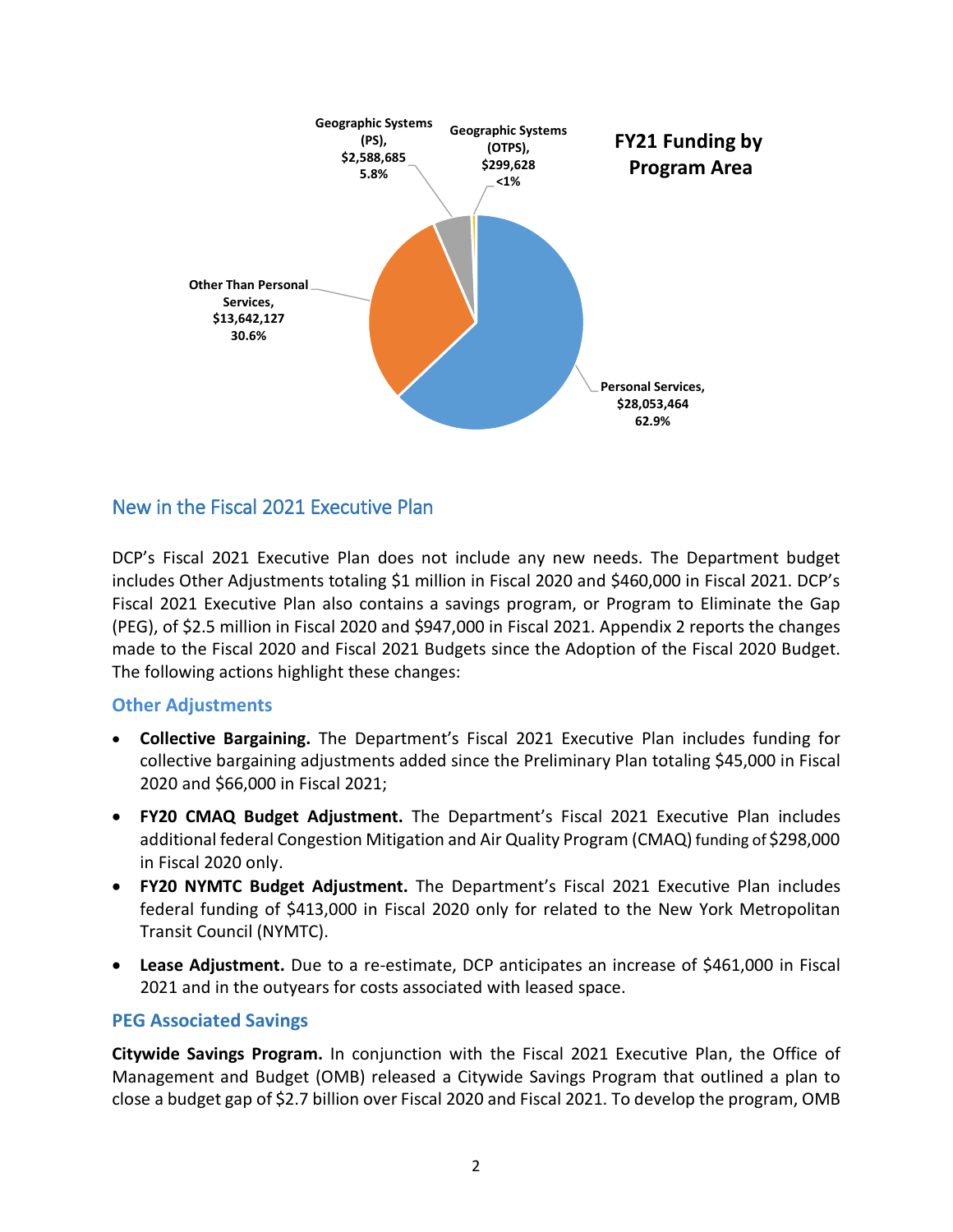**FY21 Funding by Program Area**

- Geographic Systems (PS), $2,588,685, 5.8%
- Geographic Systems (OTPS), $299,628, <1%
- Other Than Personal Services, $13,642,127, 30.6%
- Personal Services, $28,053,464, 62.9%

## New in the Fiscal 2021 Executive Plan

DCP's Fiscal 2021 Executive Plan does not include any new needs. The Department budget includes Other Adjustments totaling $1 million in Fiscal 2020 and $460,000 in Fiscal 2021. DCP's Fiscal 2021 Executive Plan also contains a savings program, or Program to Eliminate the Gap (PEG), of $2.5 million in Fiscal 2020 and $947,000 in Fiscal 2021. Appendix 2 reports the changes made to the Fiscal 2020 and Fiscal 2021 Budgets since the Adoption of the Fiscal 2020 Budget. The following actions highlight these changes:

### Other Adjustments

- **Collective Bargaining.** The Department's Fiscal 2021 Executive Plan includes funding for collective bargaining adjustments added since the Preliminary Plan totaling $45,000 in Fiscal 2020 and $66,000 in Fiscal 2021;
- **FY20 CMAQ Budget Adjustment.** The Department's Fiscal 2021 Executive Plan includes additional federal Congestion Mitigation and Air Quality Program (CMAQ) funding of $298,000 in Fiscal 2020 only.
- **FY20 NYMTC Budget Adjustment.** The Department's Fiscal 2021 Executive Plan includes federal funding of $413,000 in Fiscal 2020 only for related to the New York Metropolitan Transit Council (NYMTC).
- **Lease Adjustment.** Due to a re-estimate, DCP anticipates an increase of $461,000 in Fiscal 2021 and in the outyears for costs associated with leased space.

### PEG Associated Savings

**Citywide Savings Program.** In conjunction with the Fiscal 2021 Executive Plan, the Office of Management and Budget (OMB) released a Citywide Savings Program that outlined a plan to close a budget gap of $2.7 billion over Fiscal 2020 and Fiscal 2021. To develop the program, OMB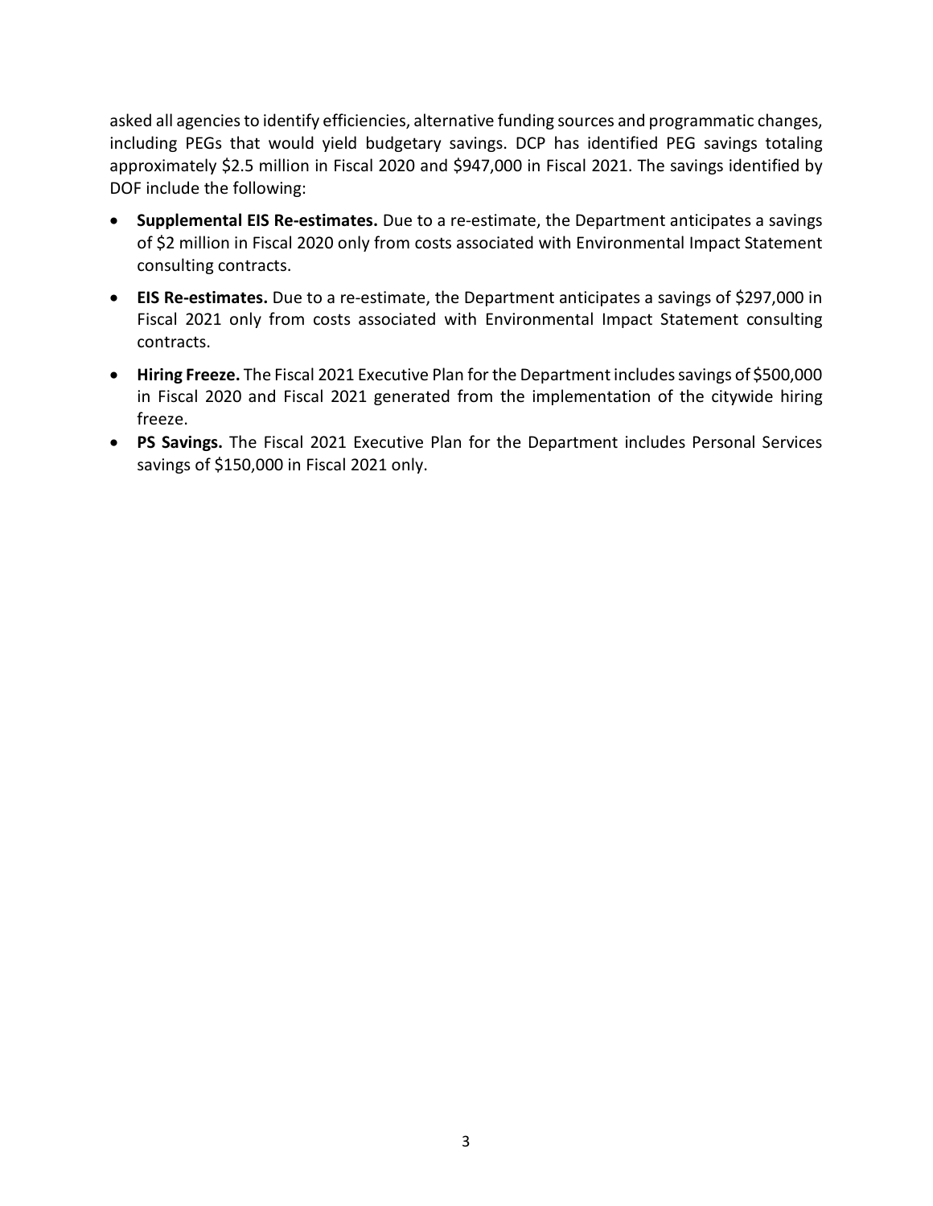asked all agencies to identify efficiencies, alternative funding sources and programmatic changes, including PEGs that would yield budgetary savings. DCP has identified PEG savings totaling approximately $2.5 million in Fiscal 2020 and $947,000 in Fiscal 2021. The savings identified by DOF include the following:

- **Supplemental EIS Re-estimates.** Due to a re-estimate, the Department anticipates a savings of $2 million in Fiscal 2020 only from costs associated with Environmental Impact Statement consulting contracts.
- **EIS Re-estimates.** Due to a re-estimate, the Department anticipates a savings of $297,000 in Fiscal 2021 only from costs associated with Environmental Impact Statement consulting contracts.
- **Hiring Freeze.** The Fiscal 2021 Executive Plan for the Department includes savings of $500,000 in Fiscal 2020 and Fiscal 2021 generated from the implementation of the citywide hiring freeze.
- **PS Savings.** The Fiscal 2021 Executive Plan for the Department includes Personal Services savings of $150,000 in Fiscal 2021 only.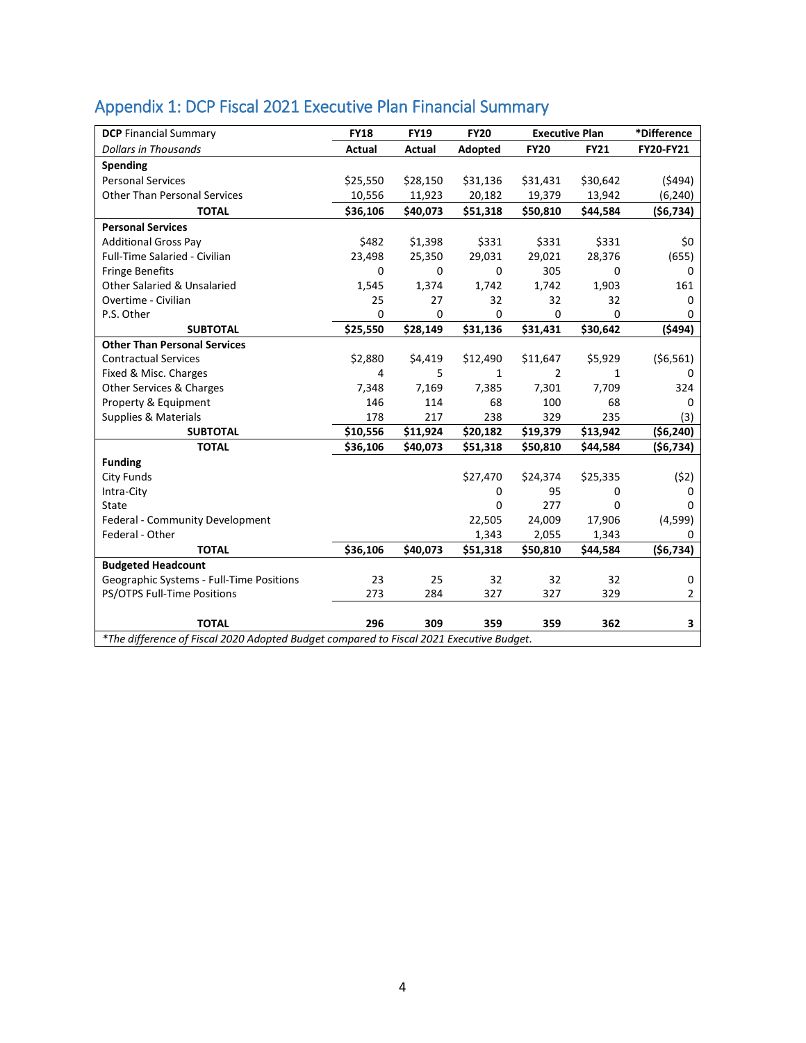## Appendix 1: DCP Fiscal 2021 Executive Plan Financial Summary

| **DCP** Financial Summary | **FY18** | **FY19** | **FY20** | **Executive Plan** | | ***Difference** |
|---|---|---|---|---|---|---|
| *Dollars in Thousands* | **Actual** | **Actual** | **Adopted** | **FY20** | **FY21** | **FY20-FY21** |
| **Spending** | | | | | | |
| Personal Services | $25,550 | $28,150 | $31,136 | $31,431 | $30,642 | ($494) |
| Other Than Personal Services | 10,556 | 11,923 | 20,182 | 19,379 | 13,942 | (6,240) |
| **TOTAL** | **$36,106** | **$40,073** | **$51,318** | **$50,810** | **$44,584** | **($6,734)** |
| **Personal Services** | | | | | | |
| Additional Gross Pay | $482 | $1,398 | $331 | $331 | $331 | $0 |
| Full-Time Salaried - Civilian | 23,498 | 25,350 | 29,031 | 29,021 | 28,376 | (655) |
| Fringe Benefits | 0 | 0 | 0 | 305 | 0 | 0 |
| Other Salaried & Unsalaried | 1,545 | 1,374 | 1,742 | 1,742 | 1,903 | 161 |
| Overtime - Civilian | 25 | 27 | 32 | 32 | 32 | 0 |
| P.S. Other | 0 | 0 | 0 | 0 | 0 | 0 |
| **SUBTOTAL** | **$25,550** | **$28,149** | **$31,136** | **$31,431** | **$30,642** | **($494)** |
| **Other Than Personal Services** | | | | | | |
| Contractual Services | $2,880 | $4,419 | $12,490 | $11,647 | $5,929 | ($6,561) |
| Fixed & Misc. Charges | 4 | 5 | 1 | 2 | 1 | 0 |
| Other Services & Charges | 7,348 | 7,169 | 7,385 | 7,301 | 7,709 | 324 |
| Property & Equipment | 146 | 114 | 68 | 100 | 68 | 0 |
| Supplies & Materials | 178 | 217 | 238 | 329 | 235 | (3) |
| **SUBTOTAL** | **$10,556** | **$11,924** | **$20,182** | **$19,379** | **$13,942** | **($6,240)** |
| **TOTAL** | **$36,106** | **$40,073** | **$51,318** | **$50,810** | **$44,584** | **($6,734)** |
| **Funding** | | | | | | |
| City Funds | | | $27,470 | $24,374 | $25,335 | ($2) |
| Intra-City | | | 0 | 95 | 0 | 0 |
| State | | | 0 | 277 | 0 | 0 |
| Federal - Community Development | | | 22,505 | 24,009 | 17,906 | (4,599) |
| Federal - Other | | | 1,343 | 2,055 | 1,343 | 0 |
| **TOTAL** | **$36,106** | **$40,073** | **$51,318** | **$50,810** | **$44,584** | **($6,734)** |
| **Budgeted Headcount** | | | | | | |
| Geographic Systems - Full-Time Positions | 23 | 25 | 32 | 32 | 32 | 0 |
| PS/OTPS Full-Time Positions | 273 | 284 | 327 | 327 | 329 | 2 |
| **TOTAL** | **296** | **309** | **359** | **359** | **362** | **3** |

*\*The difference of Fiscal 2020 Adopted Budget compared to Fiscal 2021 Executive Budget.*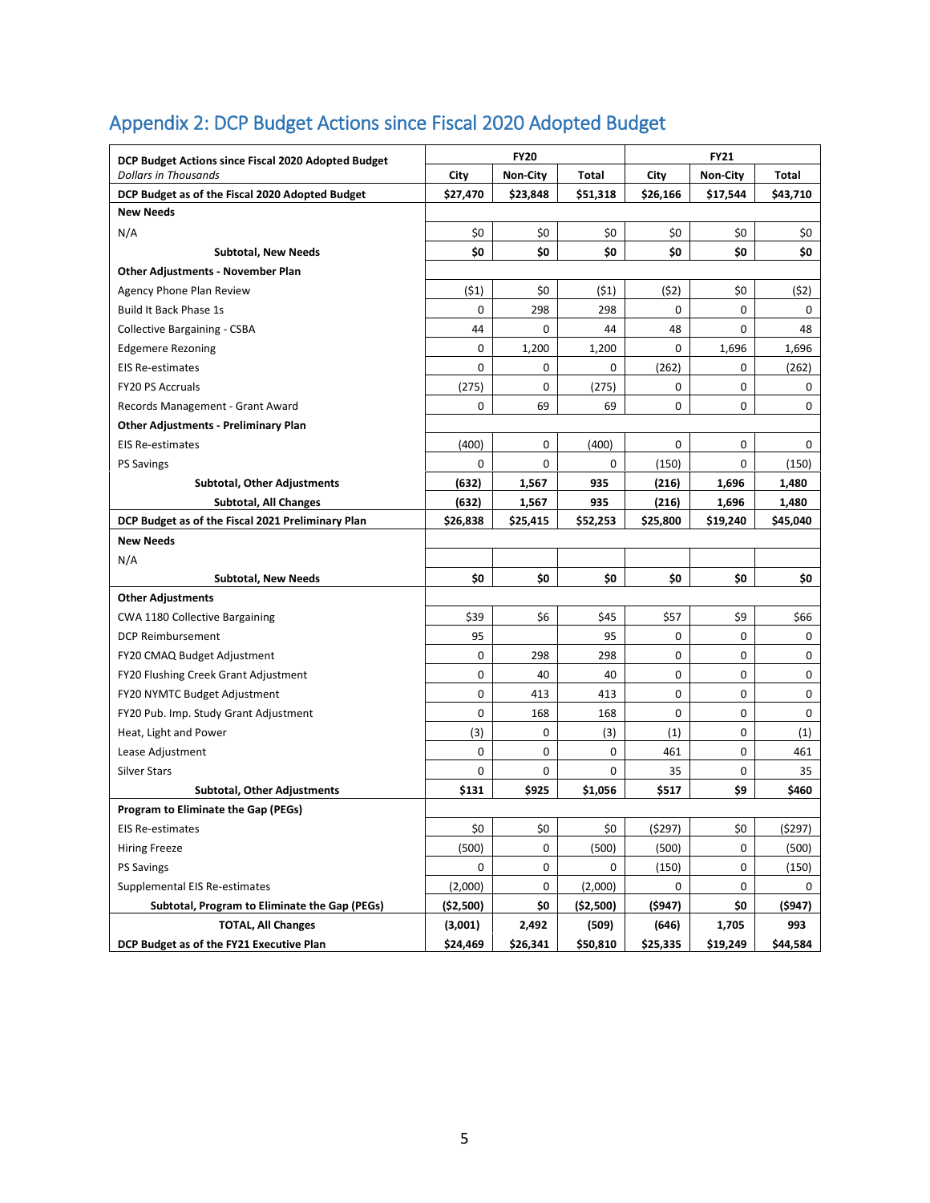## Appendix 2: DCP Budget Actions since Fiscal 2020 Adopted Budget

| **DCP Budget Actions since Fiscal 2020 Adopted Budget** | **FY20** | | | **FY21** | | |
|---|---|---|---|---|---|---|
| *Dollars in Thousands* | **City** | **Non-City** | **Total** | **City** | **Non-City** | **Total** |
| **DCP Budget as of the Fiscal 2020 Adopted Budget** | **$27,470** | **$23,848** | **$51,318** | **$26,166** | **$17,544** | **$43,710** |
| **New Needs** | | | | | | |
| N/A | $0 | $0 | $0 | $0 | $0 | $0 |
| **Subtotal, New Needs** | **$0** | **$0** | **$0** | **$0** | **$0** | **$0** |
| **Other Adjustments - November Plan** | | | | | | |
| Agency Phone Plan Review | ($1) | $0 | ($1) | ($2) | $0 | ($2) |
| Build It Back Phase 1s | 0 | 298 | 298 | 0 | 0 | 0 |
| Collective Bargaining - CSBA | 44 | 0 | 44 | 48 | 0 | 48 |
| Edgemere Rezoning | 0 | 1,200 | 1,200 | 0 | 1,696 | 1,696 |
| EIS Re-estimates | 0 | 0 | 0 | (262) | 0 | (262) |
| FY20 PS Accruals | (275) | 0 | (275) | 0 | 0 | 0 |
| Records Management - Grant Award | 0 | 69 | 69 | 0 | 0 | 0 |
| **Other Adjustments - Preliminary Plan** | | | | | | |
| EIS Re-estimates | (400) | 0 | (400) | 0 | 0 | 0 |
| PS Savings | 0 | 0 | 0 | (150) | 0 | (150) |
| **Subtotal, Other Adjustments** | **(632)** | **1,567** | **935** | **(216)** | **1,696** | **1,480** |
| **Subtotal, All Changes** | **(632)** | **1,567** | **935** | **(216)** | **1,696** | **1,480** |
| **DCP Budget as of the Fiscal 2021 Preliminary Plan** | **$26,838** | **$25,415** | **$52,253** | **$25,800** | **$19,240** | **$45,040** |
| **New Needs** | | | | | | |
| N/A | | | | | | |
| **Subtotal, New Needs** | **$0** | **$0** | **$0** | **$0** | **$0** | **$0** |
| **Other Adjustments** | | | | | | |
| CWA 1180 Collective Bargaining | $39 | $6 | $45 | $57 | $9 | $66 |
| DCP Reimbursement | 95 | | 95 | 0 | 0 | 0 |
| FY20 CMAQ Budget Adjustment | 0 | 298 | 298 | 0 | 0 | 0 |
| FY20 Flushing Creek Grant Adjustment | 0 | 40 | 40 | 0 | 0 | 0 |
| FY20 NYMTC Budget Adjustment | 0 | 413 | 413 | 0 | 0 | 0 |
| FY20 Pub. Imp. Study Grant Adjustment | 0 | 168 | 168 | 0 | 0 | 0 |
| Heat, Light and Power | (3) | 0 | (3) | (1) | 0 | (1) |
| Lease Adjustment | 0 | 0 | 0 | 461 | 0 | 461 |
| Silver Stars | 0 | 0 | 0 | 35 | 0 | 35 |
| **Subtotal, Other Adjustments** | **$131** | **$925** | **$1,056** | **$517** | **$9** | **$460** |
| **Program to Eliminate the Gap (PEGs)** | | | | | | |
| EIS Re-estimates | $0 | $0 | $0 | ($297) | $0 | ($297) |
| Hiring Freeze | (500) | 0 | (500) | (500) | 0 | (500) |
| PS Savings | 0 | 0 | 0 | (150) | 0 | (150) |
| Supplemental EIS Re-estimates | (2,000) | 0 | (2,000) | 0 | 0 | 0 |
| **Subtotal, Program to Eliminate the Gap (PEGs)** | **($2,500)** | **$0** | **($2,500)** | **($947)** | **$0** | **($947)** |
| **TOTAL, All Changes** | **(3,001)** | **2,492** | **(509)** | **(646)** | **1,705** | **993** |
| **DCP Budget as of the FY21 Executive Plan** | **$24,469** | **$26,341** | **$50,810** | **$25,335** | **$19,249** | **$44,584** |